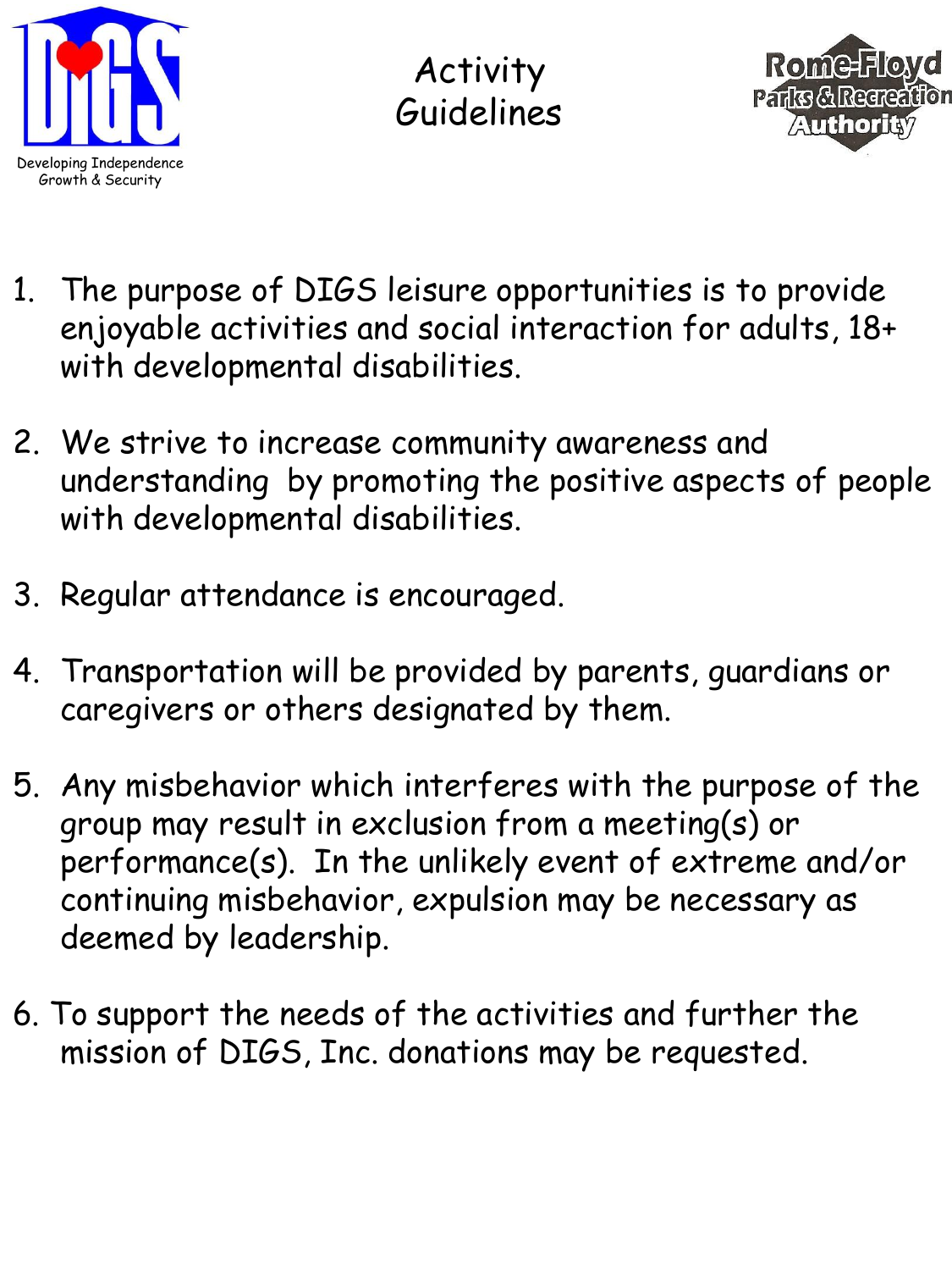DIGS

Developing Independence Growth & Security

# Activity Guidelines

Rome-Floyd Parks & Recreation Authority

1. The purpose of DIGS leisure opportunities is to provide enjoyable activities and social interaction for adults, 18+ with developmental disabilities.

2. We strive to increase community awareness and understanding by promoting the positive aspects of people with developmental disabilities.

3. Regular attendance is encouraged.

4. Transportation will be provided by parents, guardians or caregivers or others designated by them.

5. Any misbehavior which interferes with the purpose of the group may result in exclusion from a meeting(s) or performance(s). In the unlikely event of extreme and/or continuing misbehavior, expulsion may be necessary as deemed by leadership.

6. To support the needs of the activities and further the mission of DIGS, Inc. donations may be requested.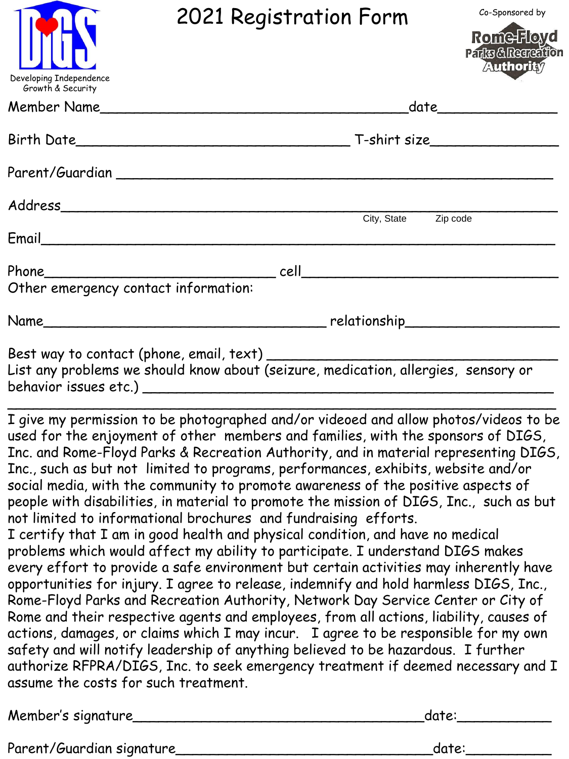DIGS

Developing Independence Growth & Security

# 2021 Registration Form

Co-Sponsored by

Rome-Floyd Parks & Recreation Authority

Member Name____________________________________date_______________

Birth Date_________________________________ T-shirt size_______________

Parent/Guardian ______________________________________________________

Address_____________________________________________________________

City, State Zip code

Email_______________________________________________________________

Phone_____________________________ cell__________________________________

Other emergency contact information:

Name___________________________________ relationship__________________

Best way to contact (phone, email, text) ___________________________________

List any problems we should know about (seizure, medication, allergies, sensory or behavior issues etc.) _________________________________________________

____________________________________________________________________

I give my permission to be photographed and/or videoed and allow photos/videos to be used for the enjoyment of other members and families, with the sponsors of DIGS, Inc. and Rome-Floyd Parks & Recreation Authority, and in material representing DIGS, Inc., such as but not limited to programs, performances, exhibits, website and/or social media, with the community to promote awareness of the positive aspects of people with disabilities, in material to promote the mission of DIGS, Inc., such as but not limited to informational brochures and fundraising efforts.

I certify that I am in good health and physical condition, and have no medical problems which would affect my ability to participate. I understand DIGS makes every effort to provide a safe environment but certain activities may inherently have opportunities for injury. I agree to release, indemnify and hold harmless DIGS, Inc., Rome-Floyd Parks and Recreation Authority, Network Day Service Center or City of Rome and their respective agents and employees, from all actions, liability, causes of actions, damages, or claims which I may incur. I agree to be responsible for my own safety and will notify leadership of anything believed to be hazardous. I further authorize RFPRA/DIGS, Inc. to seek emergency treatment if deemed necessary and I assume the costs for such treatment.

Member's signature_____________________________________date:____________

Parent/Guardian signature________________________________date:___________